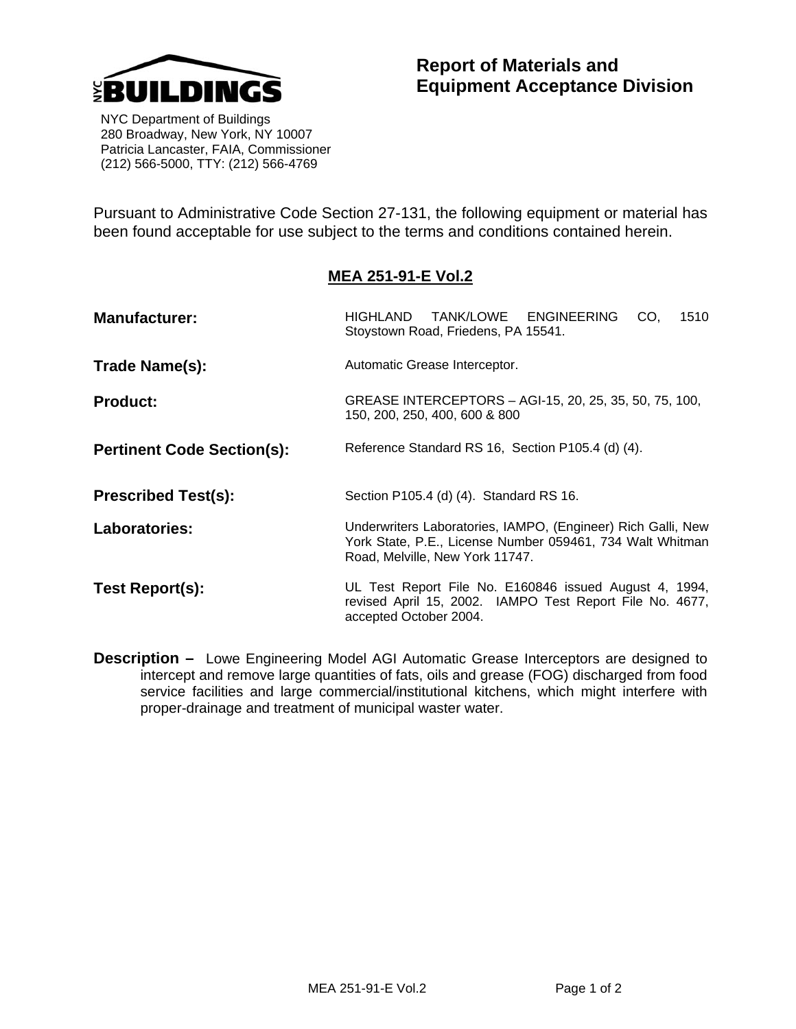NYC BUILDINGS

NYC Department of Buildings
280 Broadway, New York, NY 10007
Patricia Lancaster, FAIA, Commissioner
(212) 566-5000, TTY: (212) 566-4769

# Report of Materials and Equipment Acceptance Division

Pursuant to Administrative Code Section 27-131, the following equipment or material has been found acceptable for use subject to the terms and conditions contained herein.

## MEA 251-91-E Vol.2

**Manufacturer:** HIGHLAND TANK/LOWE ENGINEERING CO, 1510 Stoystown Road, Friedens, PA 15541.

**Trade Name(s):** Automatic Grease Interceptor.

**Product:** GREASE INTERCEPTORS – AGI-15, 20, 25, 35, 50, 75, 100, 150, 200, 250, 400, 600 & 800

**Pertinent Code Section(s):** Reference Standard RS 16, Section P105.4 (d) (4).

**Prescribed Test(s):** Section P105.4 (d) (4). Standard RS 16.

**Laboratories:** Underwriters Laboratories, IAMPO, (Engineer) Rich Galli, New York State, P.E., License Number 059461, 734 Walt Whitman Road, Melville, New York 11747.

**Test Report(s):** UL Test Report File No. E160846 issued August 4, 1994, revised April 15, 2002. IAMPO Test Report File No. 4677, accepted October 2004.

**Description –** Lowe Engineering Model AGI Automatic Grease Interceptors are designed to intercept and remove large quantities of fats, oils and grease (FOG) discharged from food service facilities and large commercial/institutional kitchens, which might interfere with proper-drainage and treatment of municipal waster water.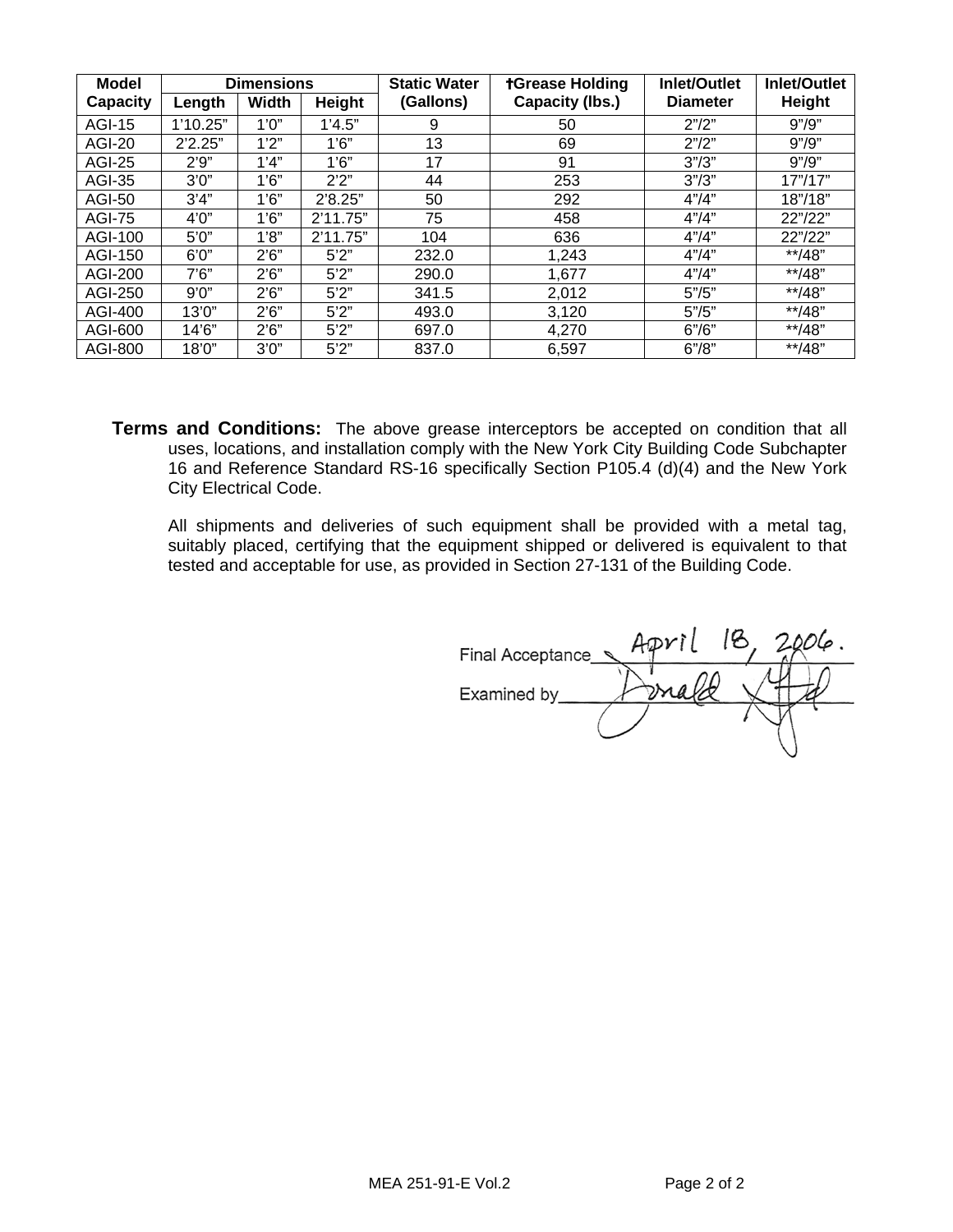| Model Capacity | Dimensions | | | Static Water (Gallons) | †Grease Holding Capacity (lbs.) | Inlet/Outlet Diameter | Inlet/Outlet Height |
|---|---|---|---|---|---|---|---|
| | Length | Width | Height | | | | |
| AGI-15 | 1'10.25" | 1'0" | 1'4.5" | 9 | 50 | 2"/2" | 9"/9" |
| AGI-20 | 2'2.25" | 1'2" | 1'6" | 13 | 69 | 2"/2" | 9"/9" |
| AGI-25 | 2'9" | 1'4" | 1'6" | 17 | 91 | 3"/3" | 9"/9" |
| AGI-35 | 3'0" | 1'6" | 2'2" | 44 | 253 | 3"/3" | 17"/17" |
| AGI-50 | 3'4" | 1'6" | 2'8.25" | 50 | 292 | 4"/4" | 18"/18" |
| AGI-75 | 4'0" | 1'6" | 2'11.75" | 75 | 458 | 4"/4" | 22"/22" |
| AGI-100 | 5'0" | 1'8" | 2'11.75" | 104 | 636 | 4"/4" | 22"/22" |
| AGI-150 | 6'0" | 2'6" | 5'2" | 232.0 | 1,243 | 4"/4" | **/48" |
| AGI-200 | 7'6" | 2'6" | 5'2" | 290.0 | 1,677 | 4"/4" | **/48" |
| AGI-250 | 9'0" | 2'6" | 5'2" | 341.5 | 2,012 | 5"/5" | **/48" |
| AGI-400 | 13'0" | 2'6" | 5'2" | 493.0 | 3,120 | 5"/5" | **/48" |
| AGI-600 | 14'6" | 2'6" | 5'2" | 697.0 | 4,270 | 6"/6" | **/48" |
| AGI-800 | 18'0" | 3'0" | 5'2" | 837.0 | 6,597 | 6"/8" | **/48" |

**Terms and Conditions:** The above grease interceptors be accepted on condition that all uses, locations, and installation comply with the New York City Building Code Subchapter 16 and Reference Standard RS-16 specifically Section P105.4 (d)(4) and the New York City Electrical Code.

All shipments and deliveries of such equipment shall be provided with a metal tag, suitably placed, certifying that the equipment shipped or delivered is equivalent to that tested and acceptable for use, as provided in Section 27-131 of the Building Code.

Final Acceptance April 18, 2006.

Examined by Donald [signature]